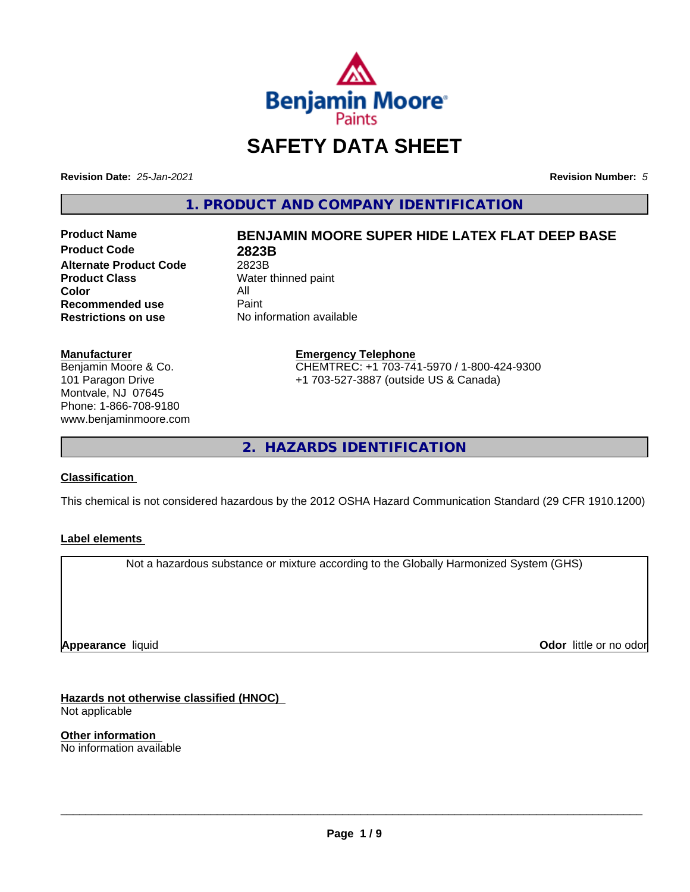# SAFETY DATA SHEET

**Revision Date:** *25-Jan-2021* **Revision Number:** *5*

## 1. PRODUCT AND COMPANY IDENTIFICATION

| | |
|---|---|
| **Product Name** | **BENJAMIN MOORE SUPER HIDE LATEX FLAT DEEP BASE** |
| **Product Code** | **2823B** |
| **Alternate Product Code** | 2823B |
| **Product Class** | Water thinned paint |
| **Color** | All |
| **Recommended use** | Paint |
| **Restrictions on use** | No information available |

**Manufacturer**
Benjamin Moore & Co.
101 Paragon Drive
Montvale, NJ 07645
Phone: 1-866-708-9180
www.benjaminmoore.com

**Emergency Telephone**
CHEMTREC: +1 703-741-5970 / 1-800-424-9300
+1 703-527-3887 (outside US & Canada)

## 2. HAZARDS IDENTIFICATION

### Classification

This chemical is not considered hazardous by the 2012 OSHA Hazard Communication Standard (29 CFR 1910.1200)

### Label elements

Not a hazardous substance or mixture according to the Globally Harmonized System (GHS)

**Appearance** liquid **Odor** little or no odor

### Hazards not otherwise classified (HNOC)

Not applicable

### Other information

No information available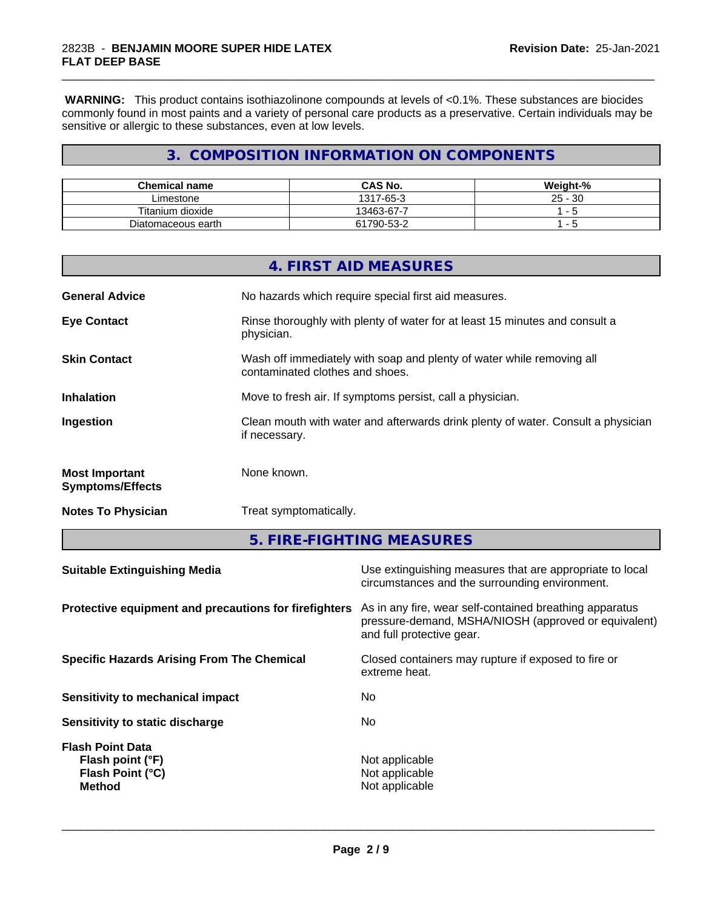**WARNING:** This product contains isothiazolinone compounds at levels of <0.1%. These substances are biocides commonly found in most paints and a variety of personal care products as a preservative. Certain individuals may be sensitive or allergic to these substances, even at low levels.

## 3. COMPOSITION INFORMATION ON COMPONENTS

| Chemical name | CAS No. | Weight-% |
|---|---|---|
| Limestone | 1317-65-3 | 25 - 30 |
| Titanium dioxide | 13463-67-7 | 1 - 5 |
| Diatomaceous earth | 61790-53-2 | 1 - 5 |

## 4. FIRST AID MEASURES

**General Advice** — No hazards which require special first aid measures.

**Eye Contact** — Rinse thoroughly with plenty of water for at least 15 minutes and consult a physician.

**Skin Contact** — Wash off immediately with soap and plenty of water while removing all contaminated clothes and shoes.

**Inhalation** — Move to fresh air. If symptoms persist, call a physician.

**Ingestion** — Clean mouth with water and afterwards drink plenty of water. Consult a physician if necessary.

**Most Important Symptoms/Effects** — None known.

**Notes To Physician** — Treat symptomatically.

## 5. FIRE-FIGHTING MEASURES

**Suitable Extinguishing Media** — Use extinguishing measures that are appropriate to local circumstances and the surrounding environment.

**Protective equipment and precautions for firefighters** — As in any fire, wear self-contained breathing apparatus pressure-demand, MSHA/NIOSH (approved or equivalent) and full protective gear.

**Specific Hazards Arising From The Chemical** — Closed containers may rupture if exposed to fire or extreme heat.

**Sensitivity to mechanical impact** — No

**Sensitivity to static discharge** — No

**Flash Point Data**
- **Flash point (°F)** — Not applicable
- **Flash Point (°C)** — Not applicable
- **Method** — Not applicable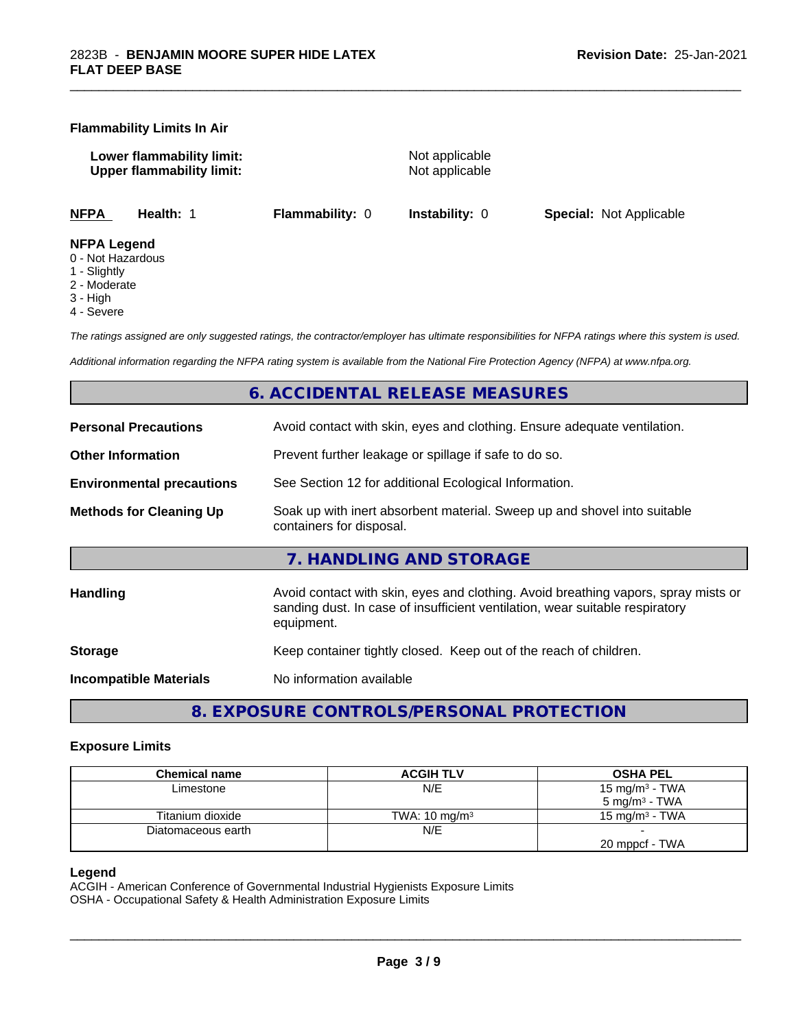**Flammability Limits In Air**

**Lower flammability limit:** Not applicable
**Upper flammability limit:** Not applicable

**NFPA** **Health:** 1 **Flammability:** 0 **Instability:** 0 **Special:** Not Applicable

**NFPA Legend**
0 - Not Hazardous
1 - Slightly
2 - Moderate
3 - High
4 - Severe

*The ratings assigned are only suggested ratings, the contractor/employer has ultimate responsibilities for NFPA ratings where this system is used.*

*Additional information regarding the NFPA rating system is available from the National Fire Protection Agency (NFPA) at www.nfpa.org.*

## 6. ACCIDENTAL RELEASE MEASURES

**Personal Precautions** Avoid contact with skin, eyes and clothing. Ensure adequate ventilation.

**Other Information** Prevent further leakage or spillage if safe to do so.

**Environmental precautions** See Section 12 for additional Ecological Information.

**Methods for Cleaning Up** Soak up with inert absorbent material. Sweep up and shovel into suitable containers for disposal.

## 7. HANDLING AND STORAGE

**Handling** Avoid contact with skin, eyes and clothing. Avoid breathing vapors, spray mists or sanding dust. In case of insufficient ventilation, wear suitable respiratory equipment.

**Storage** Keep container tightly closed. Keep out of the reach of children.

**Incompatible Materials** No information available

## 8. EXPOSURE CONTROLS/PERSONAL PROTECTION

### Exposure Limits

| Chemical name | ACGIH TLV | OSHA PEL |
|---|---|---|
| Limestone | N/E | 15 mg/m³ - TWA<br>5 mg/m³ - TWA |
| Titanium dioxide | TWA: 10 mg/m³ | 15 mg/m³ - TWA |
| Diatomaceous earth | N/E | -<br>20 mppcf - TWA |

**Legend**
ACGIH - American Conference of Governmental Industrial Hygienists Exposure Limits
OSHA - Occupational Safety & Health Administration Exposure Limits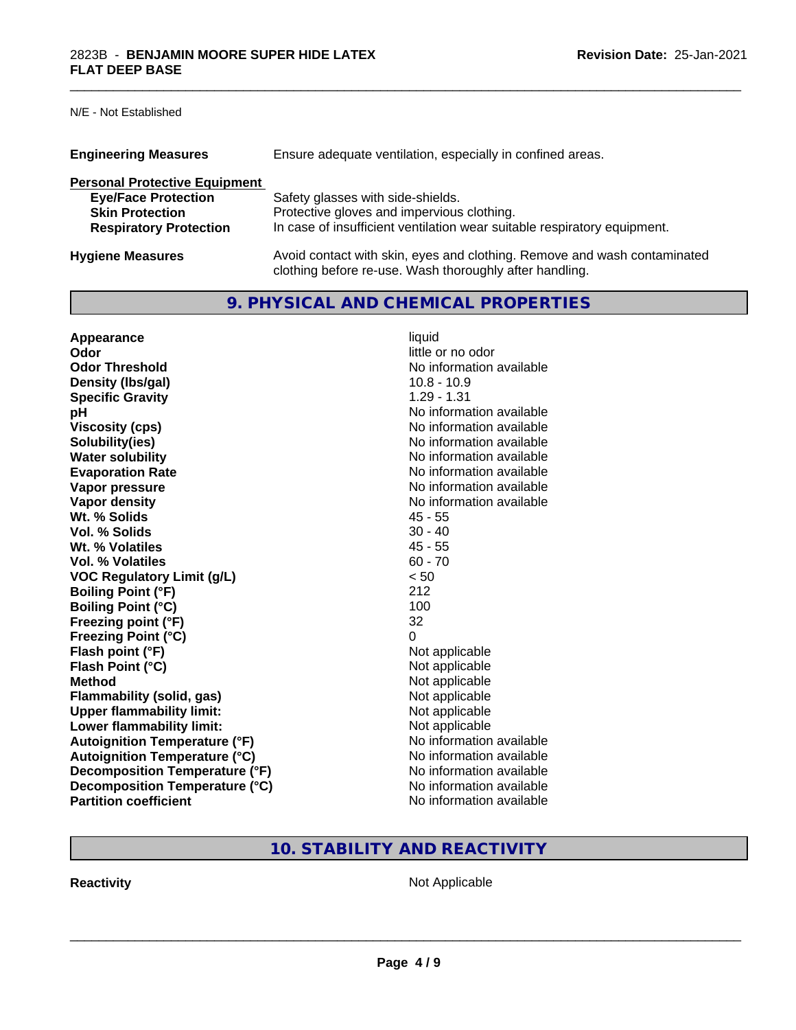N/E - Not Established

**Engineering Measures** Ensure adequate ventilation, especially in confined areas.

**Personal Protective Equipment**

| | |
|---|---|
| **Eye/Face Protection** | Safety glasses with side-shields. |
| **Skin Protection** | Protective gloves and impervious clothing. |
| **Respiratory Protection** | In case of insufficient ventilation wear suitable respiratory equipment. |

**Hygiene Measures** Avoid contact with skin, eyes and clothing. Remove and wash contaminated clothing before re-use. Wash thoroughly after handling.

## 9. PHYSICAL AND CHEMICAL PROPERTIES

| | |
|---|---|
| **Appearance** | liquid |
| **Odor** | little or no odor |
| **Odor Threshold** | No information available |
| **Density (lbs/gal)** | 10.8 - 10.9 |
| **Specific Gravity** | 1.29 - 1.31 |
| **pH** | No information available |
| **Viscosity (cps)** | No information available |
| **Solubility(ies)** | No information available |
| **Water solubility** | No information available |
| **Evaporation Rate** | No information available |
| **Vapor pressure** | No information available |
| **Vapor density** | No information available |
| **Wt. % Solids** | 45 - 55 |
| **Vol. % Solids** | 30 - 40 |
| **Wt. % Volatiles** | 45 - 55 |
| **Vol. % Volatiles** | 60 - 70 |
| **VOC Regulatory Limit (g/L)** | < 50 |
| **Boiling Point (°F)** | 212 |
| **Boiling Point (°C)** | 100 |
| **Freezing point (°F)** | 32 |
| **Freezing Point (°C)** | 0 |
| **Flash point (°F)** | Not applicable |
| **Flash Point (°C)** | Not applicable |
| **Method** | Not applicable |
| **Flammability (solid, gas)** | Not applicable |
| **Upper flammability limit:** | Not applicable |
| **Lower flammability limit:** | Not applicable |
| **Autoignition Temperature (°F)** | No information available |
| **Autoignition Temperature (°C)** | No information available |
| **Decomposition Temperature (°F)** | No information available |
| **Decomposition Temperature (°C)** | No information available |
| **Partition coefficient** | No information available |

## 10. STABILITY AND REACTIVITY

**Reactivity** Not Applicable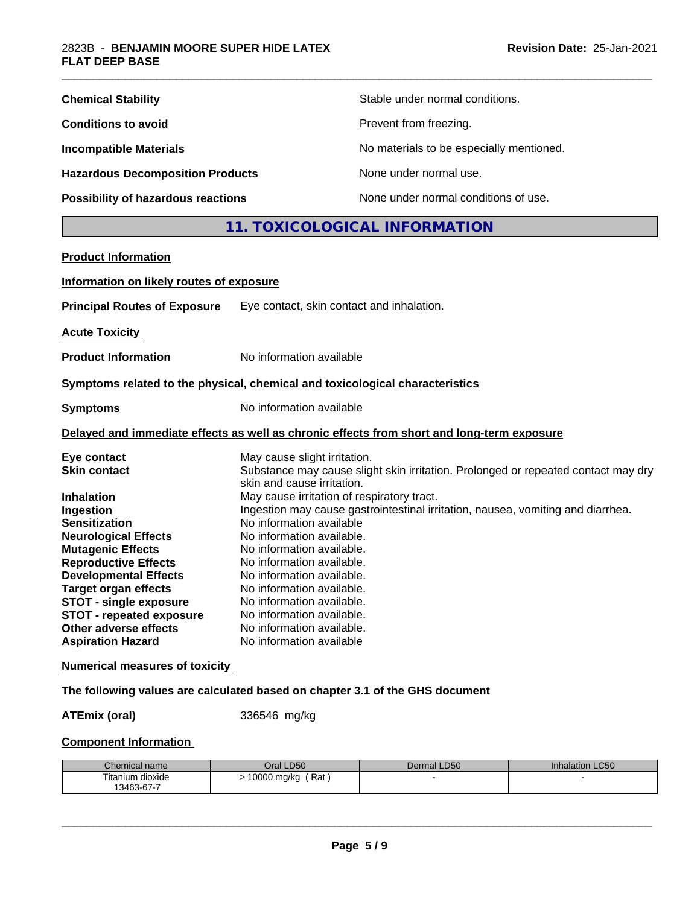| | |
|---|---|
| **Chemical Stability** | Stable under normal conditions. |
| **Conditions to avoid** | Prevent from freezing. |
| **Incompatible Materials** | No materials to be especially mentioned. |
| **Hazardous Decomposition Products** | None under normal use. |
| **Possibility of hazardous reactions** | None under normal conditions of use. |

## 11. TOXICOLOGICAL INFORMATION

**Product Information**

**Information on likely routes of exposure**

**Principal Routes of Exposure** Eye contact, skin contact and inhalation.

**Acute Toxicity**

**Product Information** No information available

**Symptoms related to the physical, chemical and toxicological characteristics**

**Symptoms** No information available

**Delayed and immediate effects as well as chronic effects from short and long-term exposure**

| | |
|---|---|
| **Eye contact** | May cause slight irritation. |
| **Skin contact** | Substance may cause slight skin irritation. Prolonged or repeated contact may dry skin and cause irritation. |
| **Inhalation** | May cause irritation of respiratory tract. |
| **Ingestion** | Ingestion may cause gastrointestinal irritation, nausea, vomiting and diarrhea. |
| **Sensitization** | No information available |
| **Neurological Effects** | No information available. |
| **Mutagenic Effects** | No information available. |
| **Reproductive Effects** | No information available. |
| **Developmental Effects** | No information available. |
| **Target organ effects** | No information available. |
| **STOT - single exposure** | No information available. |
| **STOT - repeated exposure** | No information available. |
| **Other adverse effects** | No information available. |
| **Aspiration Hazard** | No information available |

**Numerical measures of toxicity**

**The following values are calculated based on chapter 3.1 of the GHS document**

**ATEmix (oral)** 336546 mg/kg

**Component Information**

| Chemical name | Oral LD50 | Dermal LD50 | Inhalation LC50 |
|---|---|---|---|
| Titanium dioxide 13463-67-7 | > 10000 mg/kg ( Rat ) | - | - |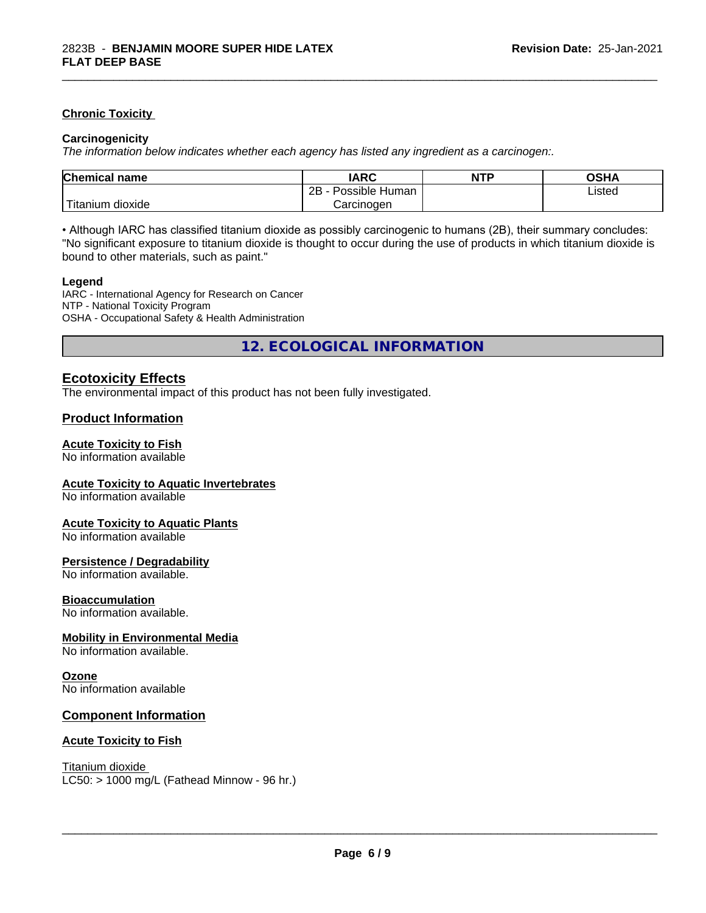### Chronic Toxicity

**Carcinogenicity**

*The information below indicates whether each agency has listed any ingredient as a carcinogen:.*

| Chemical name | IARC | NTP | OSHA |
|---|---|---|---|
| Titanium dioxide | 2B - Possible Human Carcinogen | | Listed |

• Although IARC has classified titanium dioxide as possibly carcinogenic to humans (2B), their summary concludes: "No significant exposure to titanium dioxide is thought to occur during the use of products in which titanium dioxide is bound to other materials, such as paint."

**Legend**

IARC - International Agency for Research on Cancer
NTP - National Toxicity Program
OSHA - Occupational Safety & Health Administration

## 12. ECOLOGICAL INFORMATION

### Ecotoxicity Effects

The environmental impact of this product has not been fully investigated.

### Product Information

**Acute Toxicity to Fish**

No information available

**Acute Toxicity to Aquatic Invertebrates**

No information available

**Acute Toxicity to Aquatic Plants**

No information available

**Persistence / Degradability**

No information available.

**Bioaccumulation**

No information available.

**Mobility in Environmental Media**

No information available.

**Ozone**

No information available

### Component Information

**Acute Toxicity to Fish**

Titanium dioxide
LC50: > 1000 mg/L (Fathead Minnow - 96 hr.)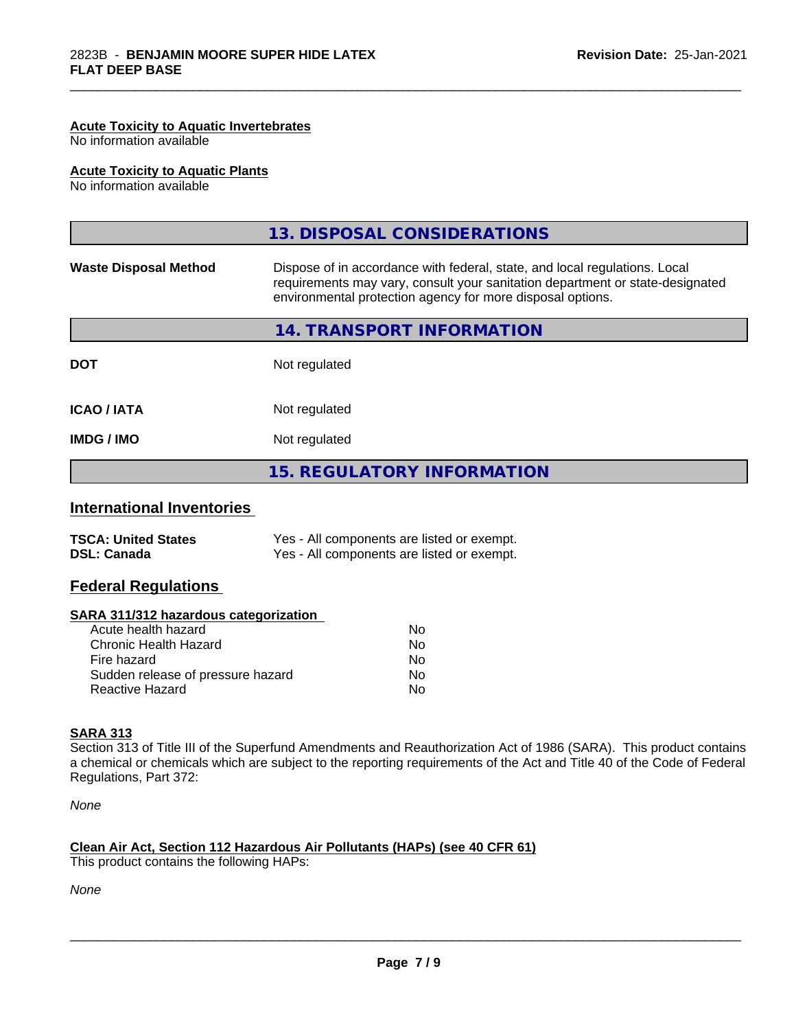#### Acute Toxicity to Aquatic Invertebrates
No information available

#### Acute Toxicity to Aquatic Plants
No information available

## 13. DISPOSAL CONSIDERATIONS

| | |
|---|---|
| **Waste Disposal Method** | Dispose of in accordance with federal, state, and local regulations. Local requirements may vary, consult your sanitation department or state-designated environmental protection agency for more disposal options. |

## 14. TRANSPORT INFORMATION

| | |
|---|---|
| **DOT** | Not regulated |
| **ICAO / IATA** | Not regulated |
| **IMDG / IMO** | Not regulated |

## 15. REGULATORY INFORMATION

### International Inventories

| | |
|---|---|
| **TSCA: United States** | Yes - All components are listed or exempt. |
| **DSL: Canada** | Yes - All components are listed or exempt. |

### Federal Regulations

#### SARA 311/312 hazardous categorization

| | |
|---|---|
| Acute health hazard | No |
| Chronic Health Hazard | No |
| Fire hazard | No |
| Sudden release of pressure hazard | No |
| Reactive Hazard | No |

#### SARA 313
Section 313 of Title III of the Superfund Amendments and Reauthorization Act of 1986 (SARA). This product contains a chemical or chemicals which are subject to the reporting requirements of the Act and Title 40 of the Code of Federal Regulations, Part 372:

*None*

#### Clean Air Act, Section 112 Hazardous Air Pollutants (HAPs) (see 40 CFR 61)
This product contains the following HAPs:

*None*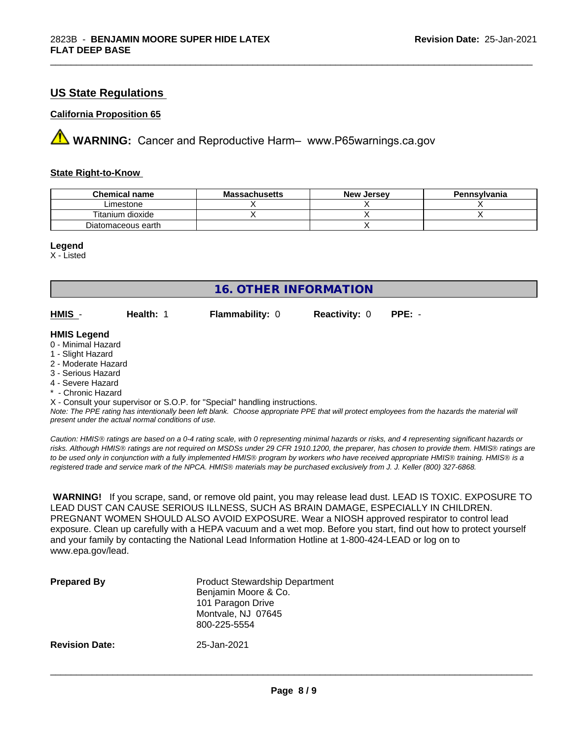## US State Regulations

### California Proposition 65

**WARNING:** Cancer and Reproductive Harm– www.P65warnings.ca.gov

### State Right-to-Know

| Chemical name | Massachusetts | New Jersey | Pennsylvania |
|---|---|---|---|
| Limestone | X | X | X |
| Titanium dioxide | X | X | X |
| Diatomaceous earth | | X | |

**Legend**
X - Listed

## 16. OTHER INFORMATION

| **HMIS** - | **Health:** 1 | **Flammability:** 0 | **Reactivity:** 0 | **PPE:** - |
|---|---|---|---|---|

**HMIS Legend**
0 - Minimal Hazard
1 - Slight Hazard
2 - Moderate Hazard
3 - Serious Hazard
4 - Severe Hazard
* - Chronic Hazard
X - Consult your supervisor or S.O.P. for "Special" handling instructions.

*Note: The PPE rating has intentionally been left blank. Choose appropriate PPE that will protect employees from the hazards the material will present under the actual normal conditions of use.*

*Caution: HMIS® ratings are based on a 0-4 rating scale, with 0 representing minimal hazards or risks, and 4 representing significant hazards or risks. Although HMIS® ratings are not required on MSDSs under 29 CFR 1910.1200, the preparer, has chosen to provide them. HMIS® ratings are to be used only in conjunction with a fully implemented HMIS® program by workers who have received appropriate HMIS® training. HMIS® is a registered trade and service mark of the NPCA. HMIS® materials may be purchased exclusively from J. J. Keller (800) 327-6868.*

**WARNING!** If you scrape, sand, or remove old paint, you may release lead dust. LEAD IS TOXIC. EXPOSURE TO LEAD DUST CAN CAUSE SERIOUS ILLNESS, SUCH AS BRAIN DAMAGE, ESPECIALLY IN CHILDREN. PREGNANT WOMEN SHOULD ALSO AVOID EXPOSURE. Wear a NIOSH approved respirator to control lead exposure. Clean up carefully with a HEPA vacuum and a wet mop. Before you start, find out how to protect yourself and your family by contacting the National Lead Information Hotline at 1-800-424-LEAD or log on to www.epa.gov/lead.

**Prepared By**
Product Stewardship Department
Benjamin Moore & Co.
101 Paragon Drive
Montvale, NJ 07645
800-225-5554

**Revision Date:** 25-Jan-2021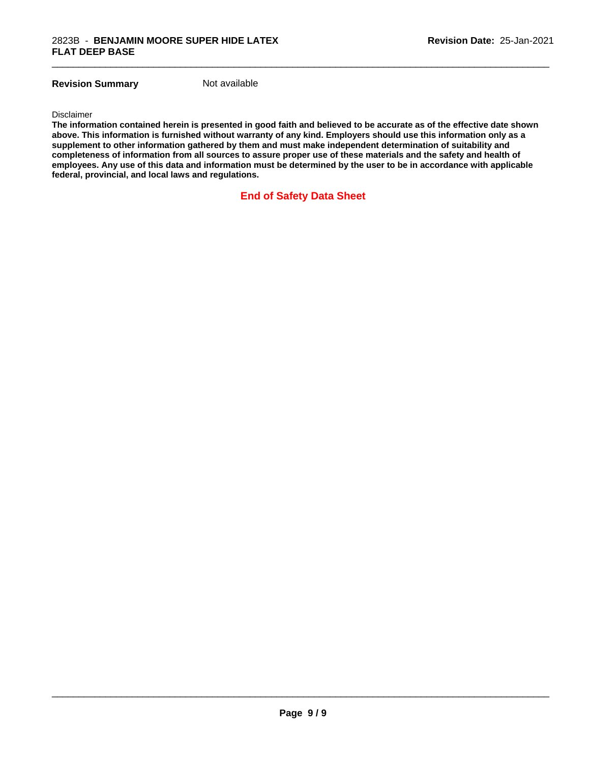**Revision Summary** Not available

Disclaimer

**The information contained herein is presented in good faith and believed to be accurate as of the effective date shown above. This information is furnished without warranty of any kind. Employers should use this information only as a supplement to other information gathered by them and must make independent determination of suitability and completeness of information from all sources to assure proper use of these materials and the safety and health of employees. Any use of this data and information must be determined by the user to be in accordance with applicable federal, provincial, and local laws and regulations.**

**End of Safety Data Sheet**